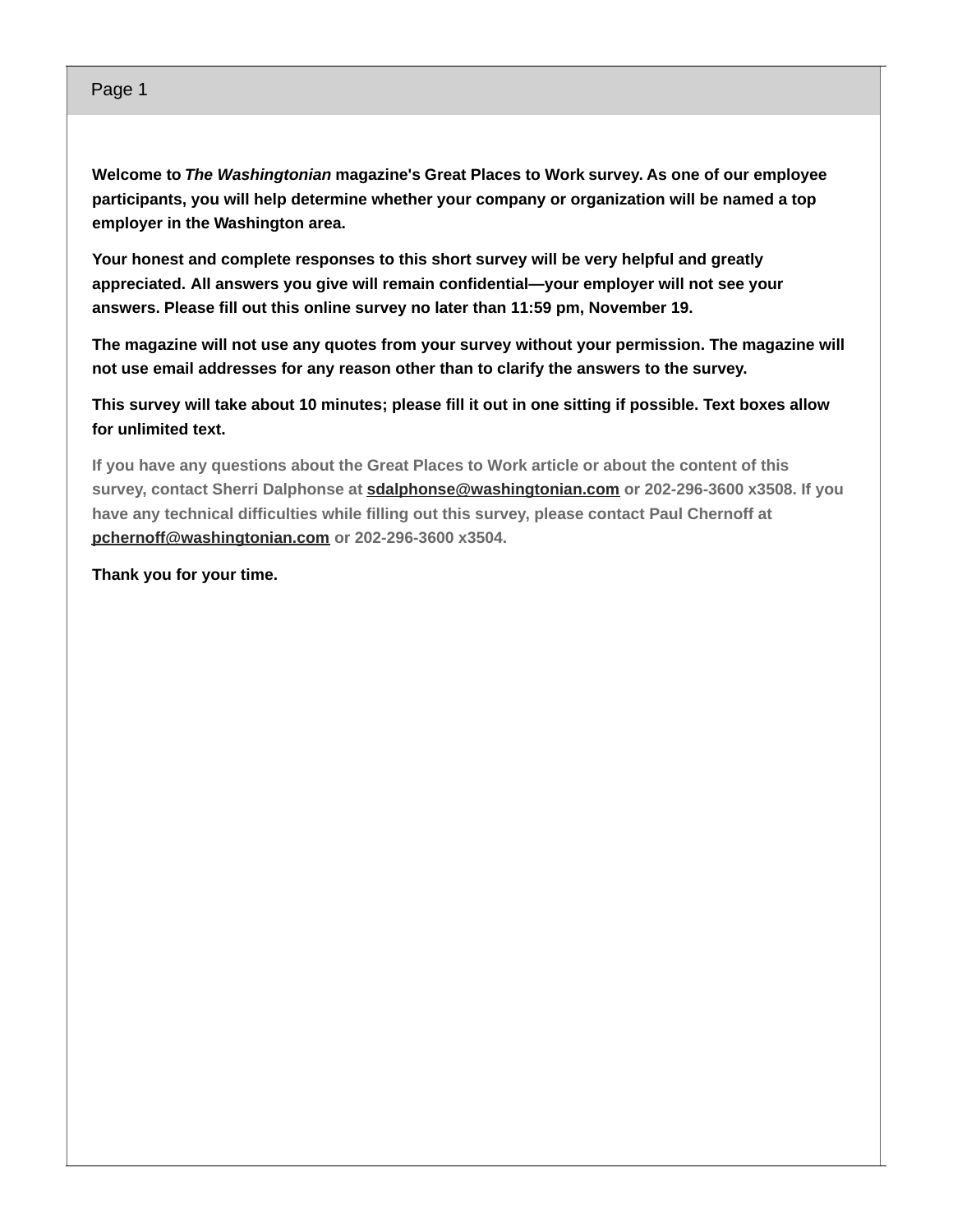Page 1

**Welcome to *The Washingtonian* magazine's Great Places to Work survey. As one of our employee participants, you will help determine whether your company or organization will be named a top employer in the Washington area.**

**Your honest and complete responses to this short survey will be very helpful and greatly appreciated. All answers you give will remain confidential—your employer will not see your answers. Please fill out this online survey no later than 11:59 pm, November 19.**

**The magazine will not use any quotes from your survey without your permission. The magazine will not use email addresses for any reason other than to clarify the answers to the survey.**

**This survey will take about 10 minutes; please fill it out in one sitting if possible. Text boxes allow for unlimited text.**

**If you have any questions about the Great Places to Work article or about the content of this survey, contact Sherri Dalphonse at sdalphonse@washingtonian.com or 202-296-3600 x3508. If you have any technical difficulties while filling out this survey, please contact Paul Chernoff at pchernoff@washingtonian.com or 202-296-3600 x3504.**

**Thank you for your time.**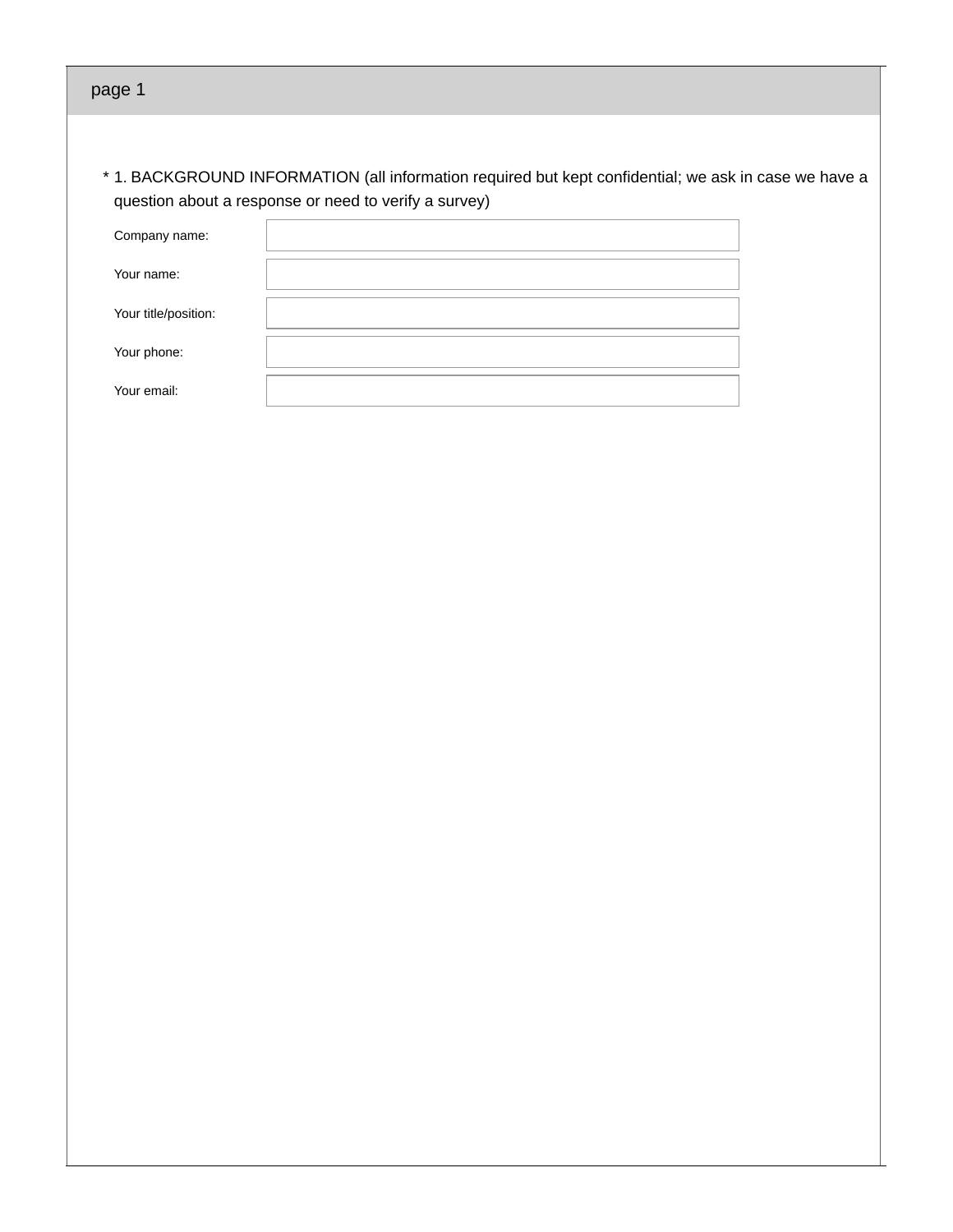## page 1

\* 1. BACKGROUND INFORMATION (all information required but kept confidential; we ask in case we have a question about a response or need to verify a survey)

| | |
|---|---|
| Company name: | |
| Your name: | |
| Your title/position: | |
| Your phone: | |
| Your email: | |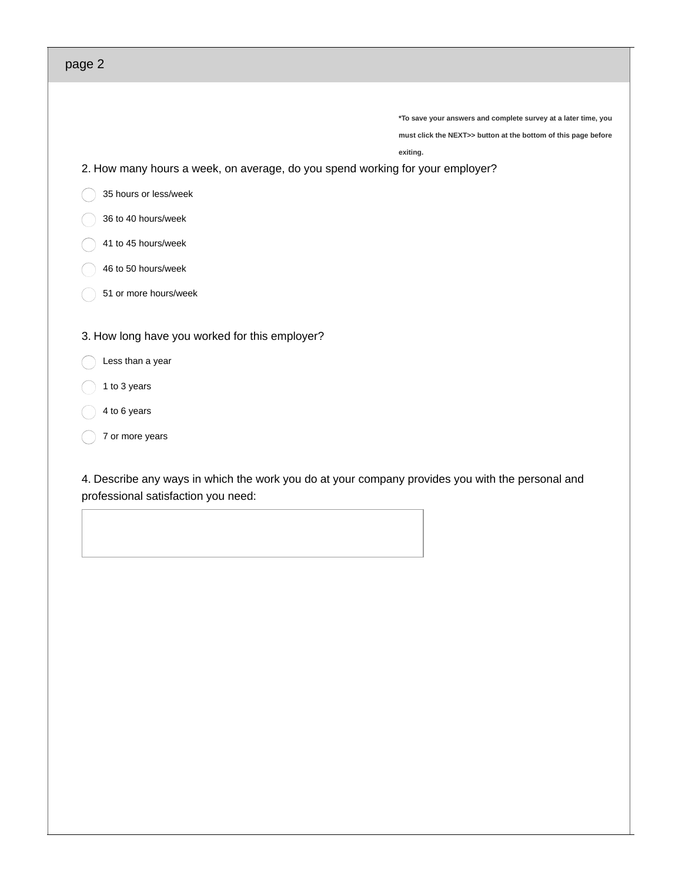## page 2

**\*To save your answers and complete survey at a later time, you must click the NEXT>> button at the bottom of this page before exiting.**

2. How many hours a week, on average, do you spend working for your employer?

- 35 hours or less/week
- 36 to 40 hours/week
- 41 to 45 hours/week
- 46 to 50 hours/week
- 51 or more hours/week

3. How long have you worked for this employer?

- Less than a year
- 1 to 3 years
- 4 to 6 years
- 7 or more years

4. Describe any ways in which the work you do at your company provides you with the personal and professional satisfaction you need: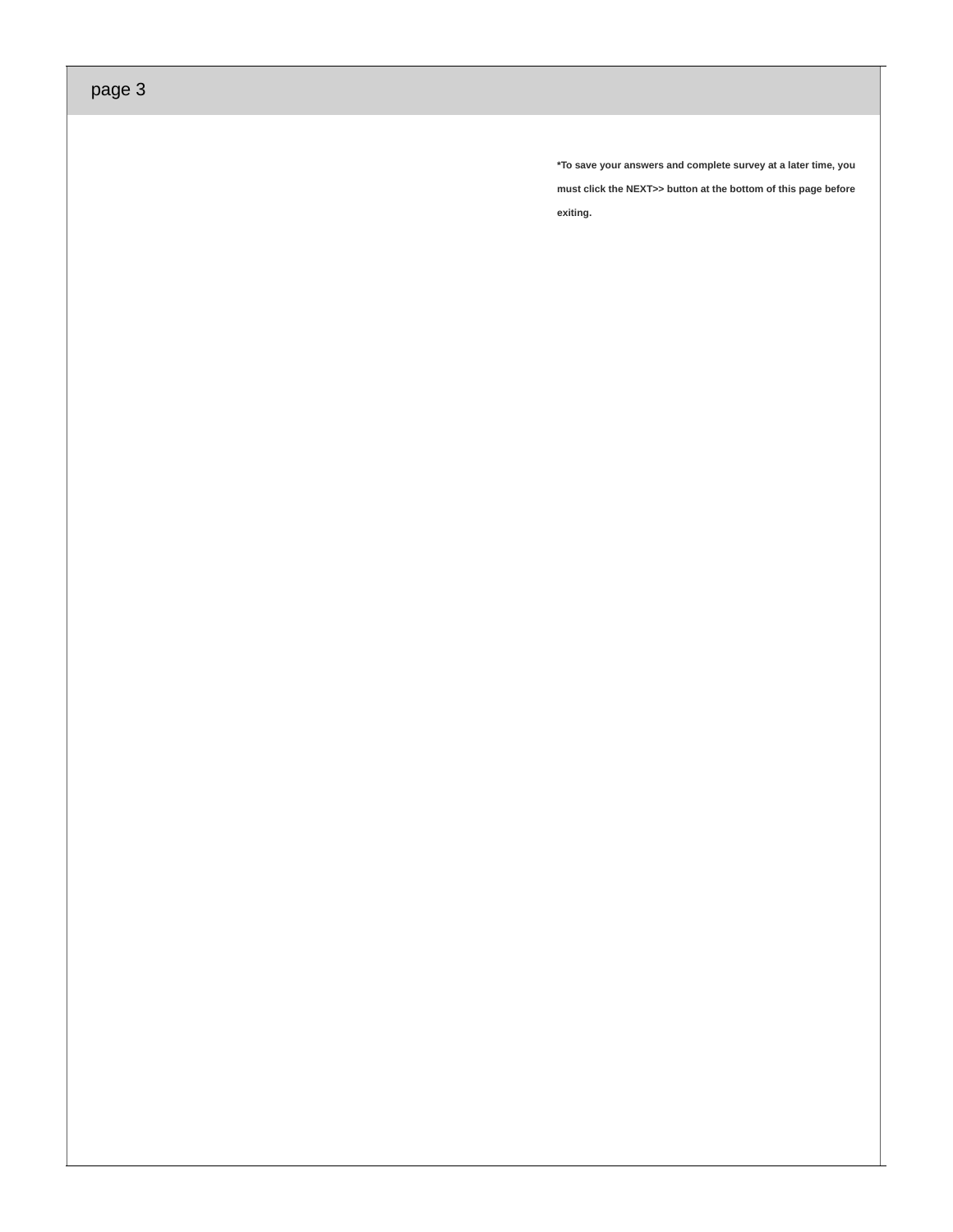## page 3

**\*To save your answers and complete survey at a later time, you must click the NEXT>> button at the bottom of this page before exiting.**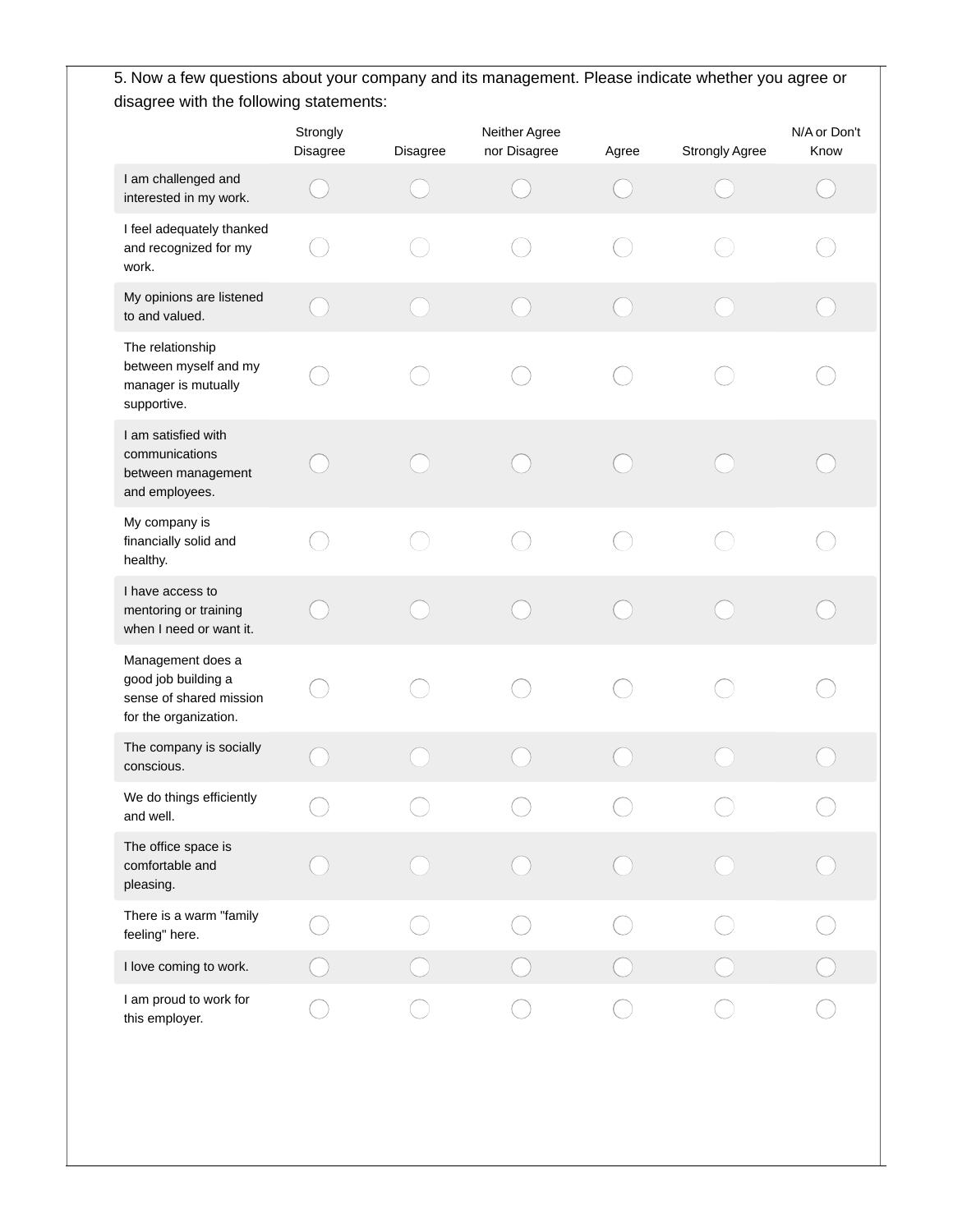5. Now a few questions about your company and its management. Please indicate whether you agree or disagree with the following statements:

| | Strongly Disagree | Disagree | Neither Agree nor Disagree | Agree | Strongly Agree | N/A or Don't Know |
|---|---|---|---|---|---|---|
| I am challenged and interested in my work. | ◯ | ◯ | ◯ | ◯ | ◯ | ◯ |
| I feel adequately thanked and recognized for my work. | ◯ | ◯ | ◯ | ◯ | ◯ | ◯ |
| My opinions are listened to and valued. | ◯ | ◯ | ◯ | ◯ | ◯ | ◯ |
| The relationship between myself and my manager is mutually supportive. | ◯ | ◯ | ◯ | ◯ | ◯ | ◯ |
| I am satisfied with communications between management and employees. | ◯ | ◯ | ◯ | ◯ | ◯ | ◯ |
| My company is financially solid and healthy. | ◯ | ◯ | ◯ | ◯ | ◯ | ◯ |
| I have access to mentoring or training when I need or want it. | ◯ | ◯ | ◯ | ◯ | ◯ | ◯ |
| Management does a good job building a sense of shared mission for the organization. | ◯ | ◯ | ◯ | ◯ | ◯ | ◯ |
| The company is socially conscious. | ◯ | ◯ | ◯ | ◯ | ◯ | ◯ |
| We do things efficiently and well. | ◯ | ◯ | ◯ | ◯ | ◯ | ◯ |
| The office space is comfortable and pleasing. | ◯ | ◯ | ◯ | ◯ | ◯ | ◯ |
| There is a warm "family feeling" here. | ◯ | ◯ | ◯ | ◯ | ◯ | ◯ |
| I love coming to work. | ◯ | ◯ | ◯ | ◯ | ◯ | ◯ |
| I am proud to work for this employer. | ◯ | ◯ | ◯ | ◯ | ◯ | ◯ |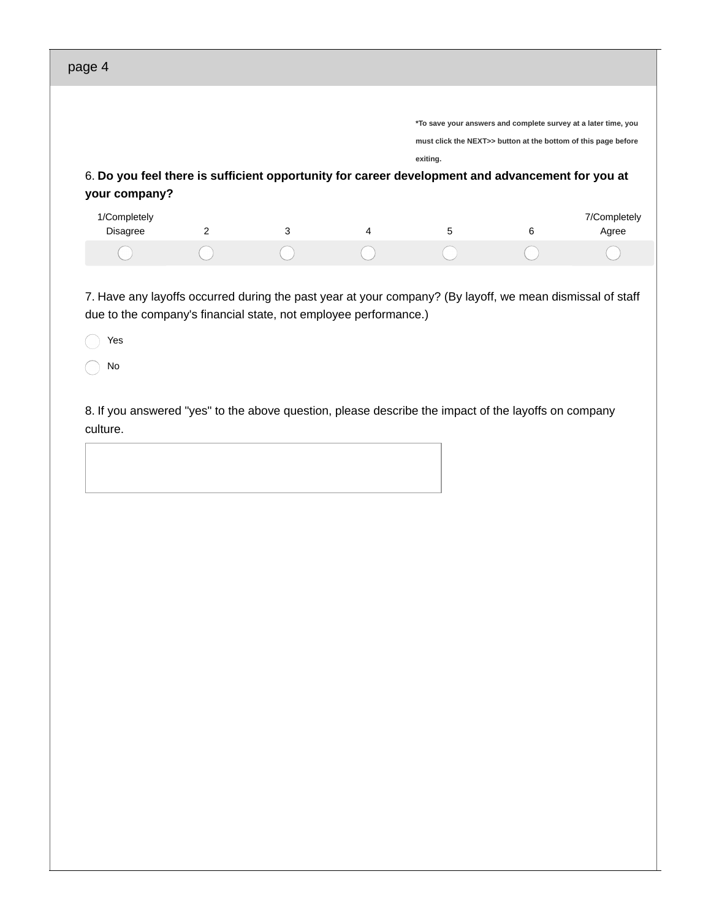## page 4

***To save your answers and complete survey at a later time, you must click the NEXT>> button at the bottom of this page before exiting.**

6. **Do you feel there is sufficient opportunity for career development and advancement for you at your company?**

| 1/Completely Disagree | 2 | 3 | 4 | 5 | 6 | 7/Completely Agree |
|---|---|---|---|---|---|---|
| ◯ | ◯ | ◯ | ◯ | ◯ | ◯ | ◯ |

7. Have any layoffs occurred during the past year at your company? (By layoff, we mean dismissal of staff due to the company's financial state, not employee performance.)

◯ Yes

◯ No

8. If you answered "yes" to the above question, please describe the impact of the layoffs on company culture.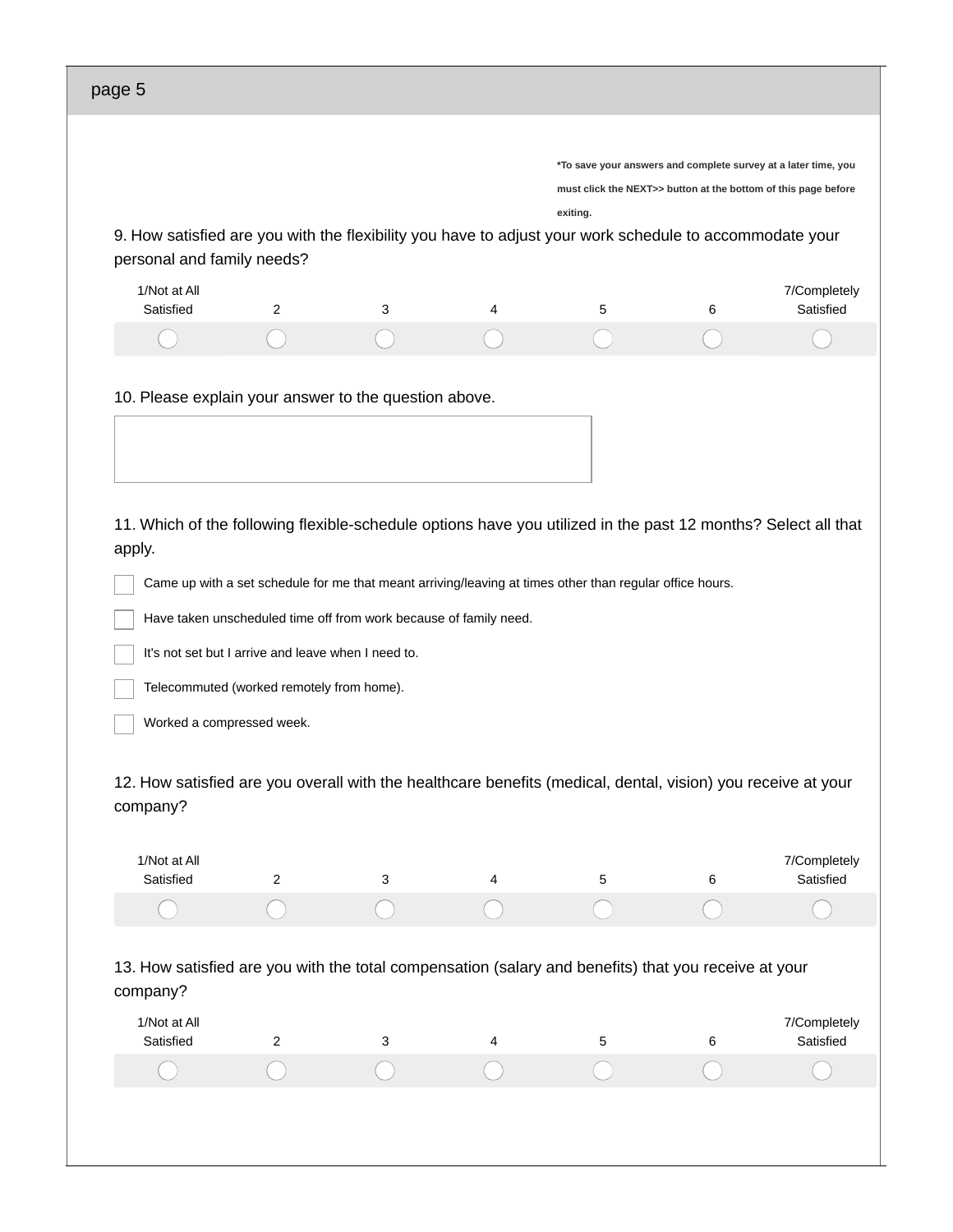## page 5

**\*To save your answers and complete survey at a later time, you must click the NEXT>> button at the bottom of this page before exiting.**

9. How satisfied are you with the flexibility you have to adjust your work schedule to accommodate your personal and family needs?

| 1/Not at All Satisfied | 2 | 3 | 4 | 5 | 6 | 7/Completely Satisfied |
|---|---|---|---|---|---|---|
| ◯ | ◯ | ◯ | ◯ | ◯ | ◯ | ◯ |

10. Please explain your answer to the question above.

11. Which of the following flexible-schedule options have you utilized in the past 12 months? Select all that apply.

- [ ] Came up with a set schedule for me that meant arriving/leaving at times other than regular office hours.
- [ ] Have taken unscheduled time off from work because of family need.
- [ ] It's not set but I arrive and leave when I need to.
- [ ] Telecommuted (worked remotely from home).
- [ ] Worked a compressed week.

12. How satisfied are you overall with the healthcare benefits (medical, dental, vision) you receive at your company?

| 1/Not at All Satisfied | 2 | 3 | 4 | 5 | 6 | 7/Completely Satisfied |
|---|---|---|---|---|---|---|
| ◯ | ◯ | ◯ | ◯ | ◯ | ◯ | ◯ |

13. How satisfied are you with the total compensation (salary and benefits) that you receive at your company?

| 1/Not at All Satisfied | 2 | 3 | 4 | 5 | 6 | 7/Completely Satisfied |
|---|---|---|---|---|---|---|
| ◯ | ◯ | ◯ | ◯ | ◯ | ◯ | ◯ |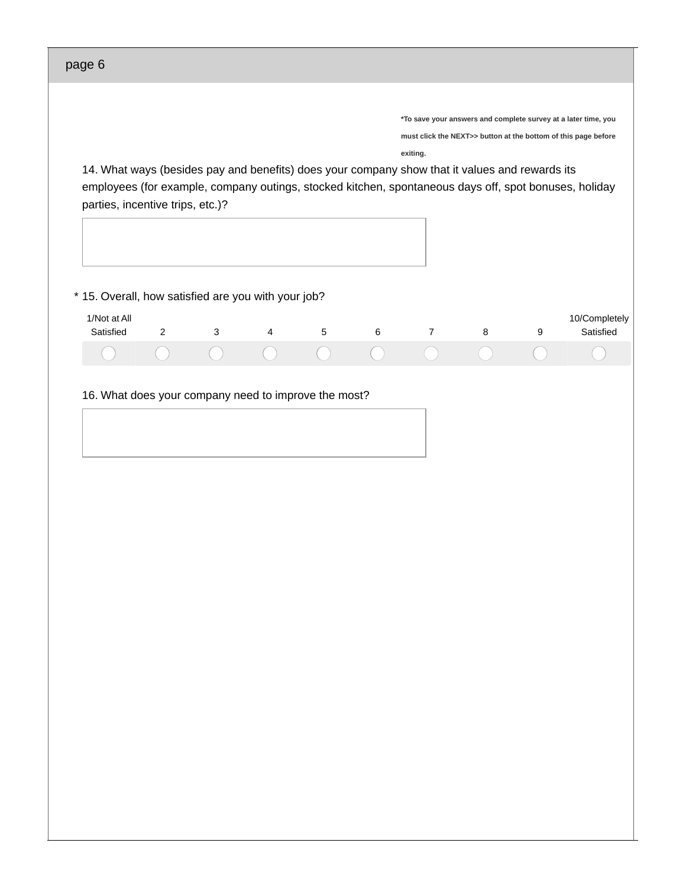page 6

**\*To save your answers and complete survey at a later time, you must click the NEXT>> button at the bottom of this page before exiting.**

14. What ways (besides pay and benefits) does your company show that it values and rewards its employees (for example, company outings, stocked kitchen, spontaneous days off, spot bonuses, holiday parties, incentive trips, etc.)?

\* 15. Overall, how satisfied are you with your job?

| 1/Not at All Satisfied | 2 | 3 | 4 | 5 | 6 | 7 | 8 | 9 | 10/Completely Satisfied |
|---|---|---|---|---|---|---|---|---|---|
| ○ | ○ | ○ | ○ | ○ | ○ | ○ | ○ | ○ | ○ |

16. What does your company need to improve the most?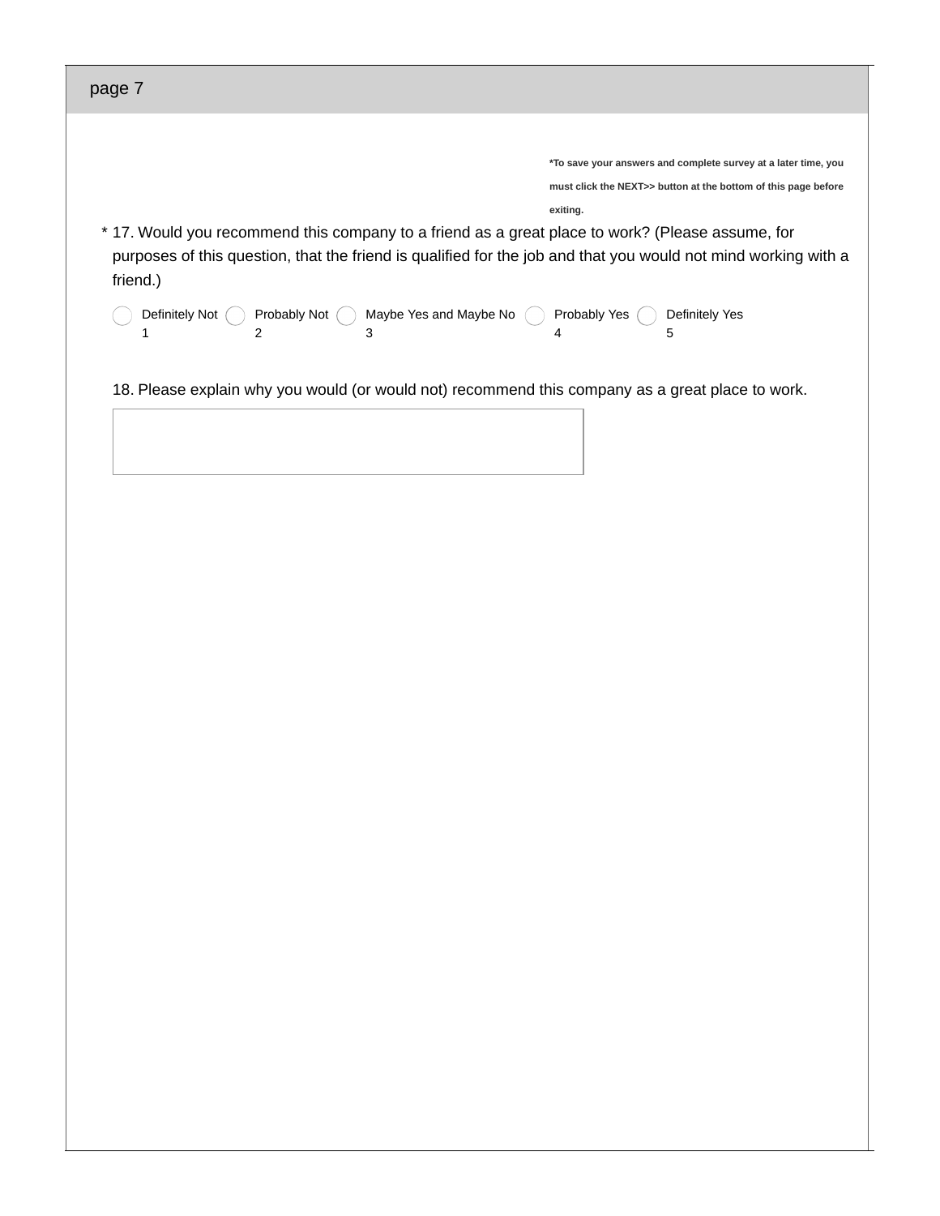## page 7

**\*To save your answers and complete survey at a later time, you must click the NEXT>> button at the bottom of this page before exiting.**

\* 17. Would you recommend this company to a friend as a great place to work? (Please assume, for purposes of this question, that the friend is qualified for the job and that you would not mind working with a friend.)

- ◯ Definitely Not 1
- ◯ Probably Not 2
- ◯ Maybe Yes and Maybe No 3
- ◯ Probably Yes 4
- ◯ Definitely Yes 5

18. Please explain why you would (or would not) recommend this company as a great place to work.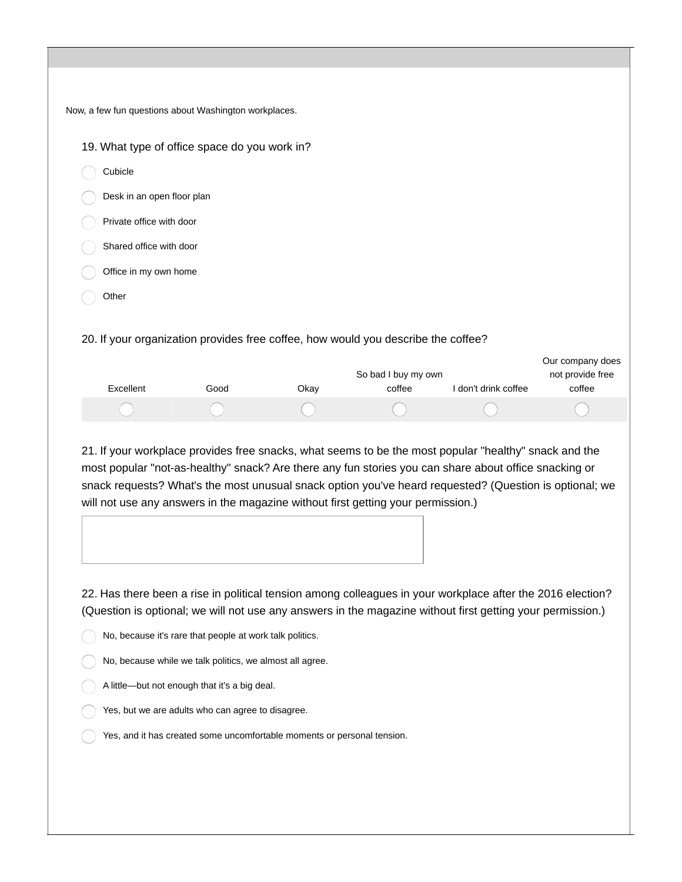Now, a few fun questions about Washington workplaces.

19. What type of office space do you work in?

- Cubicle
- Desk in an open floor plan
- Private office with door
- Shared office with door
- Office in my own home
- Other

20. If your organization provides free coffee, how would you describe the coffee?

| Excellent | Good | Okay | So bad I buy my own coffee | I don't drink coffee | Our company does not provide free coffee |
|---|---|---|---|---|---|
| ◯ | ◯ | ◯ | ◯ | ◯ | ◯ |

21. If your workplace provides free snacks, what seems to be the most popular "healthy" snack and the most popular "not-as-healthy" snack? Are there any fun stories you can share about office snacking or snack requests? What's the most unusual snack option you've heard requested? (Question is optional; we will not use any answers in the magazine without first getting your permission.)

22. Has there been a rise in political tension among colleagues in your workplace after the 2016 election? (Question is optional; we will not use any answers in the magazine without first getting your permission.)

- No, because it's rare that people at work talk politics.
- No, because while we talk politics, we almost all agree.
- A little—but not enough that it's a big deal.
- Yes, but we are adults who can agree to disagree.
- Yes, and it has created some uncomfortable moments or personal tension.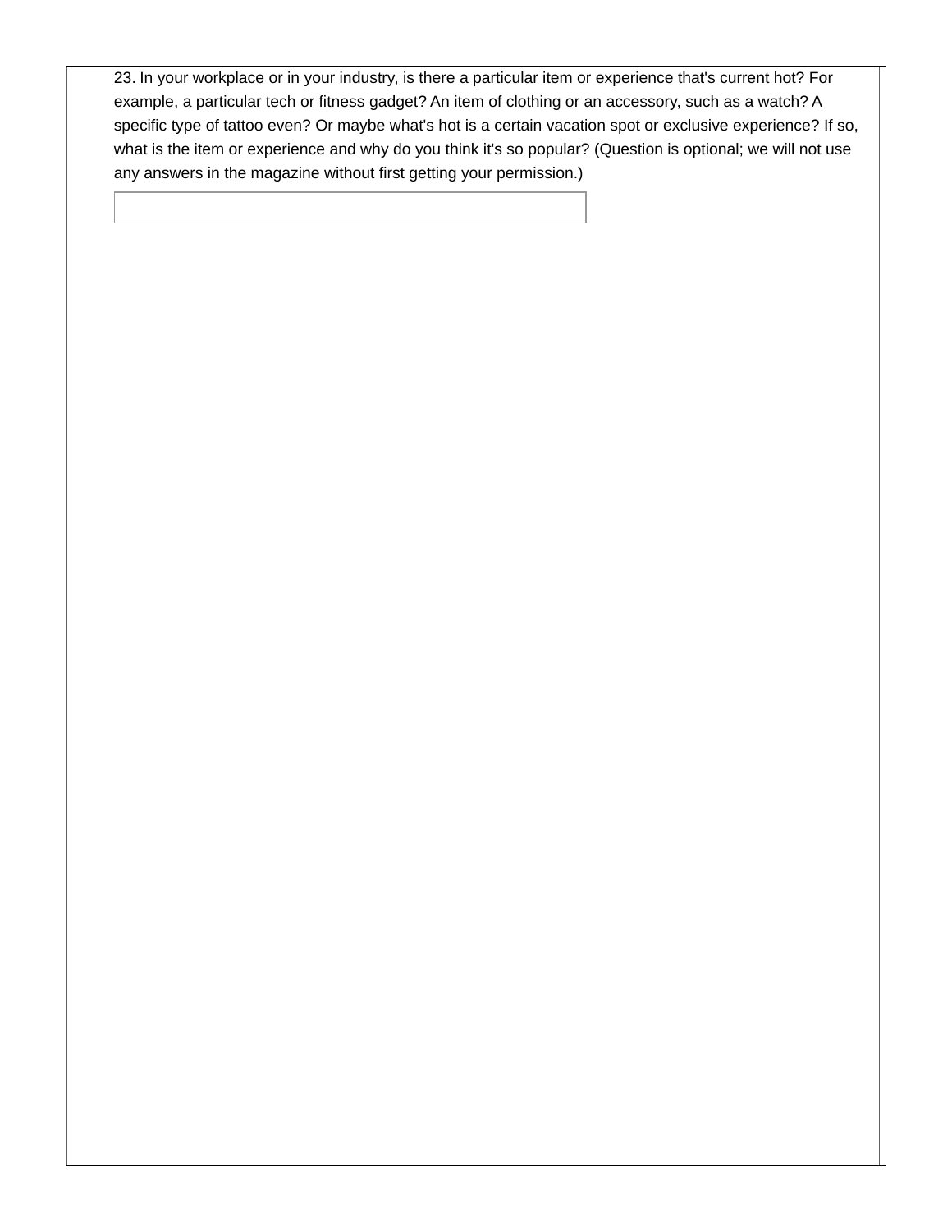23. In your workplace or in your industry, is there a particular item or experience that's current hot? For example, a particular tech or fitness gadget? An item of clothing or an accessory, such as a watch? A specific type of tattoo even? Or maybe what's hot is a certain vacation spot or exclusive experience? If so, what is the item or experience and why do you think it's so popular? (Question is optional; we will not use any answers in the magazine without first getting your permission.)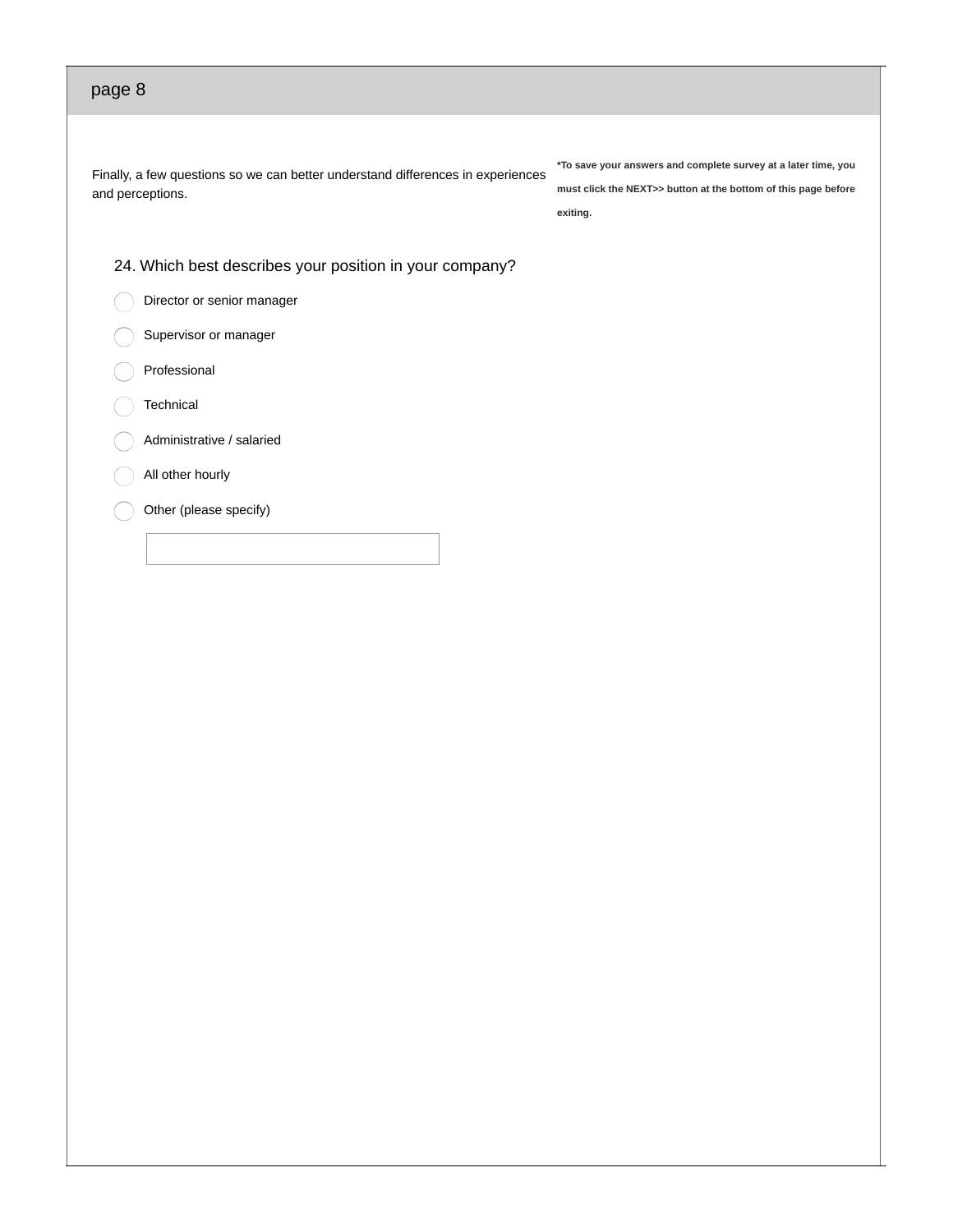## page 8

Finally, a few questions so we can better understand differences in experiences and perceptions.

**\*To save your answers and complete survey at a later time, you must click the NEXT>> button at the bottom of this page before exiting.**

24. Which best describes your position in your company?

- ○ Director or senior manager
- ○ Supervisor or manager
- ○ Professional
- ○ Technical
- ○ Administrative / salaried
- ○ All other hourly
- ○ Other (please specify)

\_\_\_\_\_\_\_\_\_\_\_\_\_\_\_\_\_\_\_\_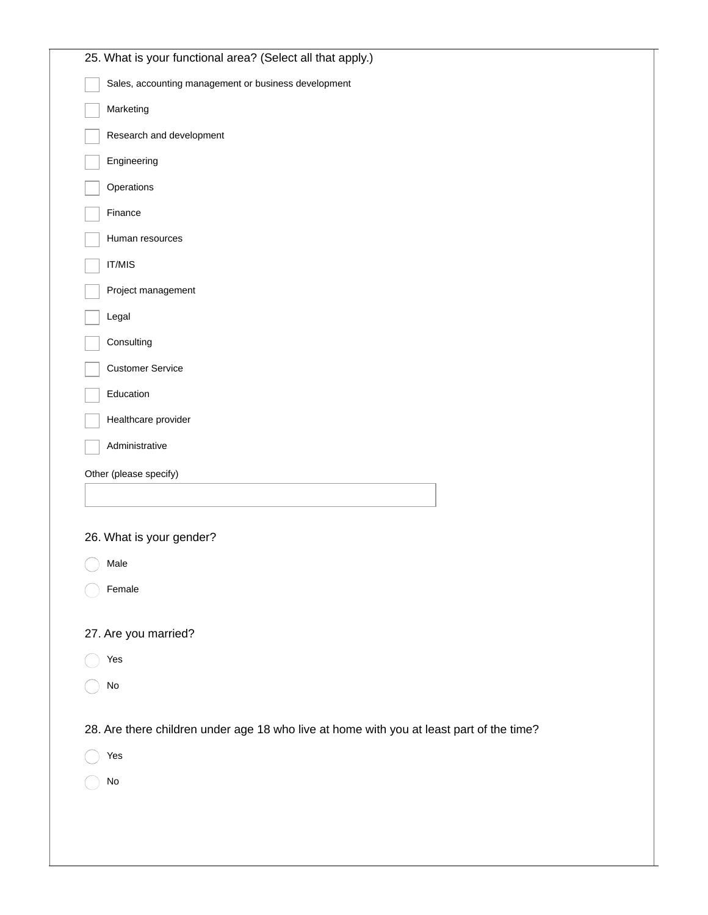25. What is your functional area? (Select all that apply.)

- [ ] Sales, accounting management or business development
- [ ] Marketing
- [ ] Research and development
- [ ] Engineering
- [ ] Operations
- [ ] Finance
- [ ] Human resources
- [ ] IT/MIS
- [ ] Project management
- [ ] Legal
- [ ] Consulting
- [ ] Customer Service
- [ ] Education
- [ ] Healthcare provider
- [ ] Administrative

Other (please specify)

\_\_\_\_\_\_\_\_\_\_\_\_\_\_\_\_\_\_\_\_\_\_\_\_\_\_\_\_\_\_

26. What is your gender?

- ○ Male
- ○ Female

27. Are you married?

- ○ Yes
- ○ No

28. Are there children under age 18 who live at home with you at least part of the time?

- ○ Yes
- ○ No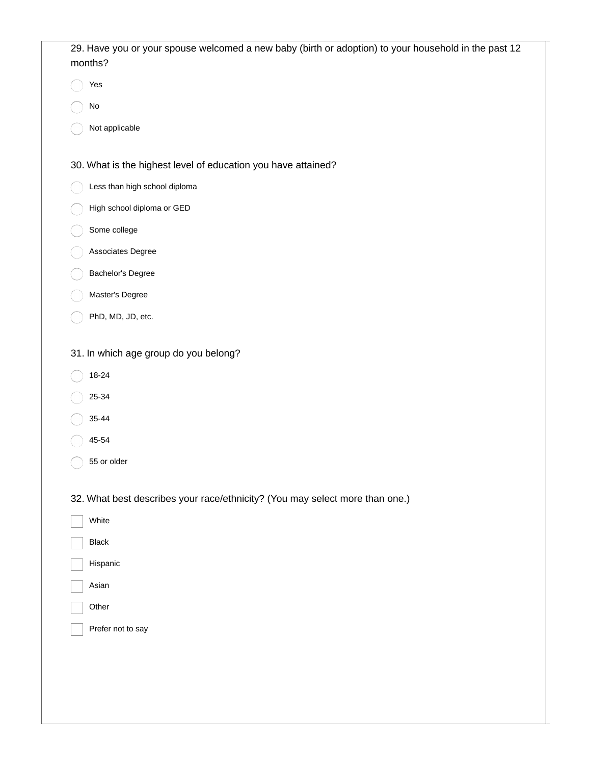29. Have you or your spouse welcomed a new baby (birth or adoption) to your household in the past 12 months?

- Yes
- No
- Not applicable

30. What is the highest level of education you have attained?

- Less than high school diploma
- High school diploma or GED
- Some college
- Associates Degree
- Bachelor's Degree
- Master's Degree
- PhD, MD, JD, etc.

31. In which age group do you belong?

- 18-24
- 25-34
- 35-44
- 45-54
- 55 or older

32. What best describes your race/ethnicity? (You may select more than one.)

- [ ] White
- [ ] Black
- [ ] Hispanic
- [ ] Asian
- [ ] Other
- [ ] Prefer not to say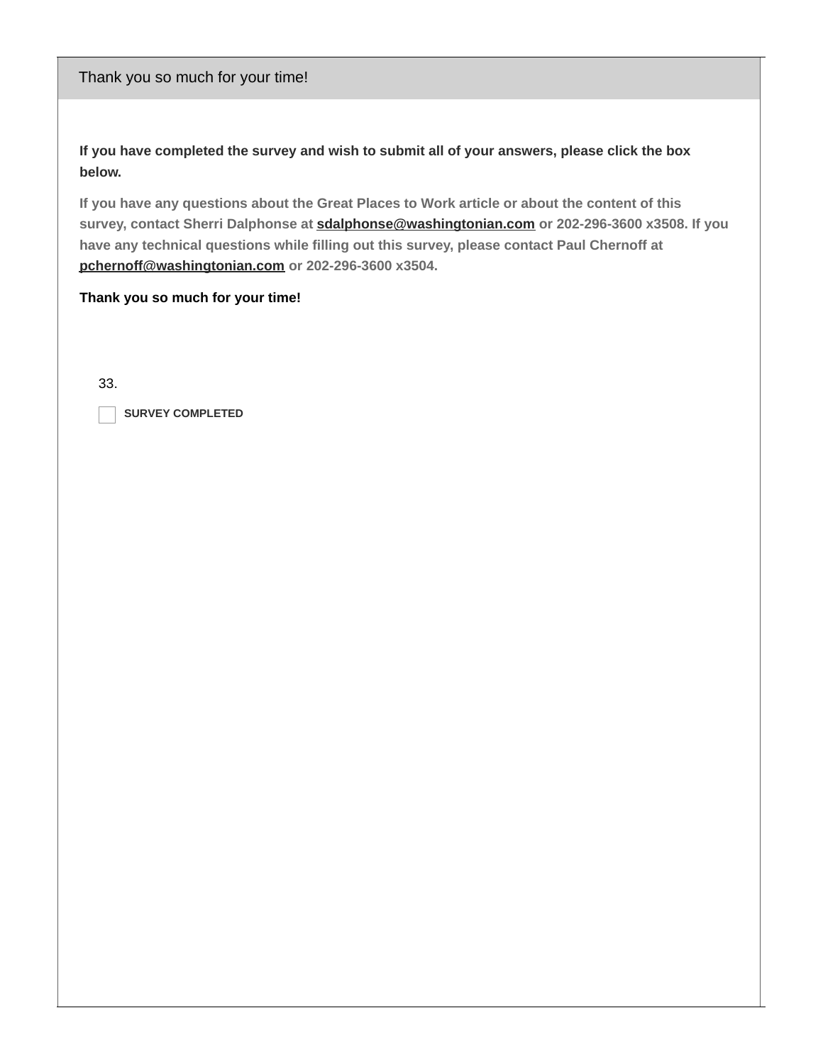## Thank you so much for your time!

**If you have completed the survey and wish to submit all of your answers, please click the box below.**

**If you have any questions about the Great Places to Work article or about the content of this survey, contact Sherri Dalphonse at sdalphonse@washingtonian.com or 202-296-3600 x3508. If you have any technical questions while filling out this survey, please contact Paul Chernoff at pchernoff@washingtonian.com or 202-296-3600 x3504.**

**Thank you so much for your time!**

33.

- [ ] **SURVEY COMPLETED**